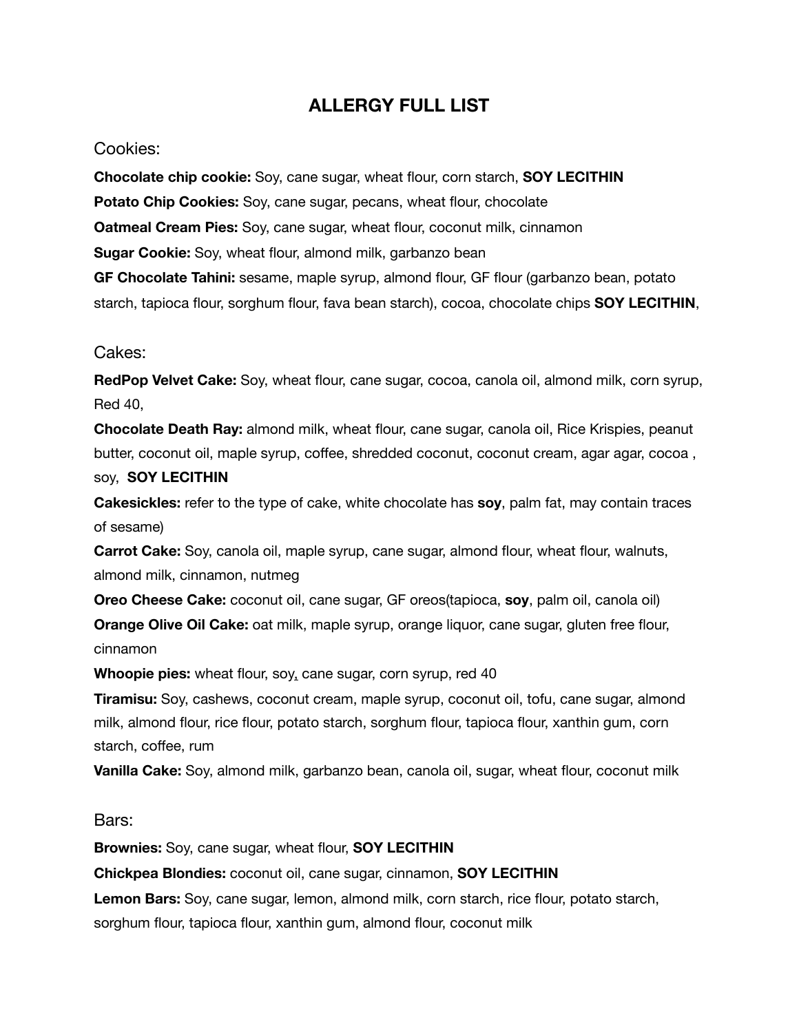# ALLERGY FULL LIST

## Cookies:

**Chocolate chip cookie:** Soy, cane sugar, wheat flour, corn starch, **SOY LECITHIN**

**Potato Chip Cookies:** Soy, cane sugar, pecans, wheat flour, chocolate

**Oatmeal Cream Pies:** Soy, cane sugar, wheat flour, coconut milk, cinnamon

**Sugar Cookie:** Soy, wheat flour, almond milk, garbanzo bean

**GF Chocolate Tahini:** sesame, maple syrup, almond flour, GF flour (garbanzo bean, potato starch, tapioca flour, sorghum flour, fava bean starch), cocoa, chocolate chips **SOY LECITHIN**,

## Cakes:

**RedPop Velvet Cake:** Soy, wheat flour, cane sugar, cocoa, canola oil, almond milk, corn syrup, Red 40,

**Chocolate Death Ray:** almond milk, wheat flour, cane sugar, canola oil, Rice Krispies, peanut butter, coconut oil, maple syrup, coffee, shredded coconut, coconut cream, agar agar, cocoa , soy, **SOY LECITHIN**

**Cakesickles:** refer to the type of cake, white chocolate has **soy**, palm fat, may contain traces of sesame)

**Carrot Cake:** Soy, canola oil, maple syrup, cane sugar, almond flour, wheat flour, walnuts, almond milk, cinnamon, nutmeg

**Oreo Cheese Cake:** coconut oil, cane sugar, GF oreos(tapioca, **soy**, palm oil, canola oil)

**Orange Olive Oil Cake:** oat milk, maple syrup, orange liquor, cane sugar, gluten free flour, cinnamon

**Whoopie pies:** wheat flour, soy, cane sugar, corn syrup, red 40

**Tiramisu:** Soy, cashews, coconut cream, maple syrup, coconut oil, tofu, cane sugar, almond milk, almond flour, rice flour, potato starch, sorghum flour, tapioca flour, xanthin gum, corn starch, coffee, rum

**Vanilla Cake:** Soy, almond milk, garbanzo bean, canola oil, sugar, wheat flour, coconut milk

## Bars:

**Brownies:** Soy, cane sugar, wheat flour, **SOY LECITHIN**

**Chickpea Blondies:** coconut oil, cane sugar, cinnamon, **SOY LECITHIN**

**Lemon Bars:** Soy, cane sugar, lemon, almond milk, corn starch, rice flour, potato starch, sorghum flour, tapioca flour, xanthin gum, almond flour, coconut milk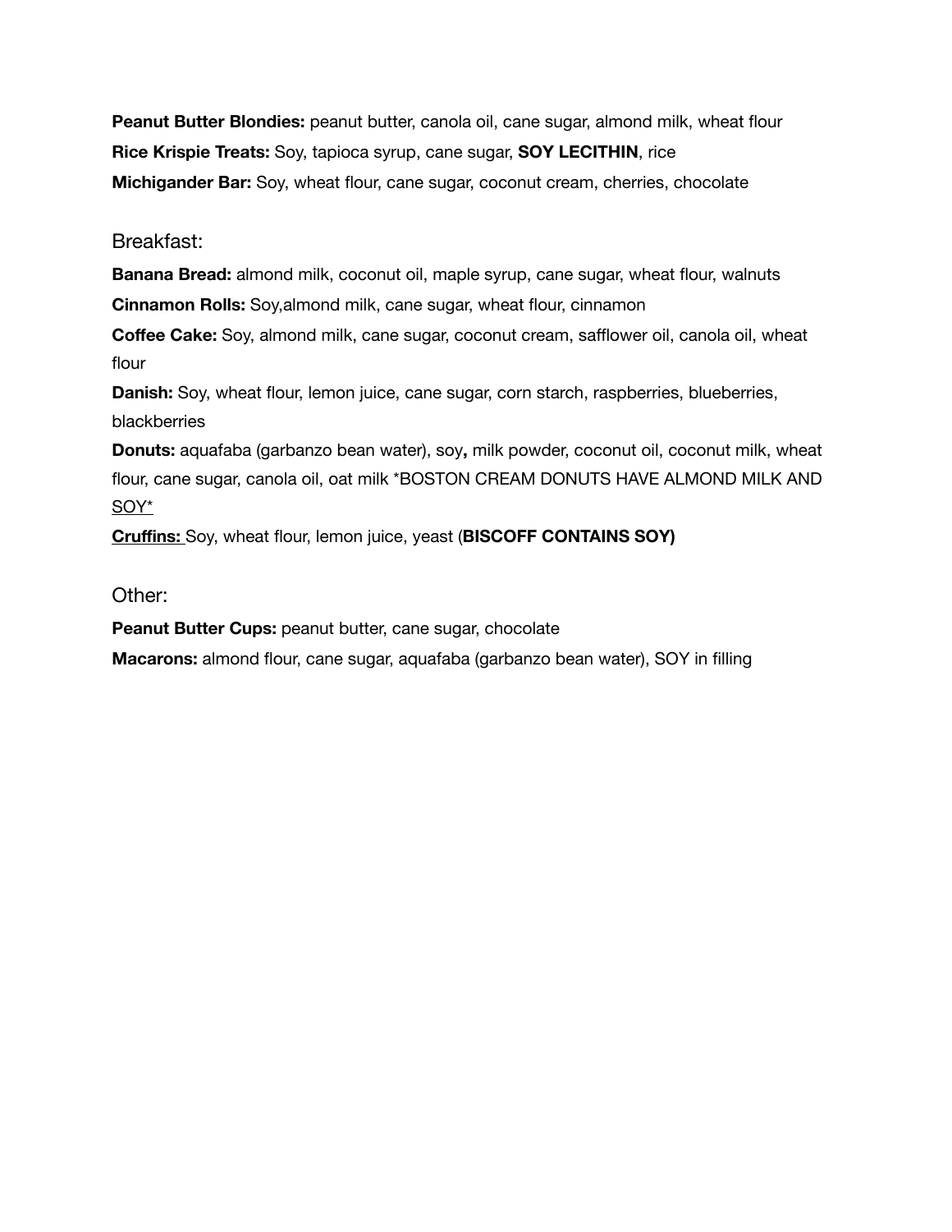**Peanut Butter Blondies:** peanut butter, canola oil, cane sugar, almond milk, wheat flour
**Rice Krispie Treats:** Soy, tapioca syrup, cane sugar, **SOY LECITHIN**, rice
**Michigander Bar:** Soy, wheat flour, cane sugar, coconut cream, cherries, chocolate

Breakfast:

**Banana Bread:** almond milk, coconut oil, maple syrup, cane sugar, wheat flour, walnuts
**Cinnamon Rolls:** Soy,almond milk, cane sugar, wheat flour, cinnamon
**Coffee Cake:** Soy, almond milk, cane sugar, coconut cream, safflower oil, canola oil, wheat flour
**Danish:** Soy, wheat flour, lemon juice, cane sugar, corn starch, raspberries, blueberries, blackberries
**Donuts:** aquafaba (garbanzo bean water), soy**,** milk powder, coconut oil, coconut milk, wheat flour, cane sugar, canola oil, oat milk *BOSTON CREAM DONUTS HAVE ALMOND MILK AND SOY*
**Cruffins:** Soy, wheat flour, lemon juice, yeast (**BISCOFF CONTAINS SOY)**

Other:

**Peanut Butter Cups:** peanut butter, cane sugar, chocolate
**Macarons:** almond flour, cane sugar, aquafaba (garbanzo bean water), SOY in filling